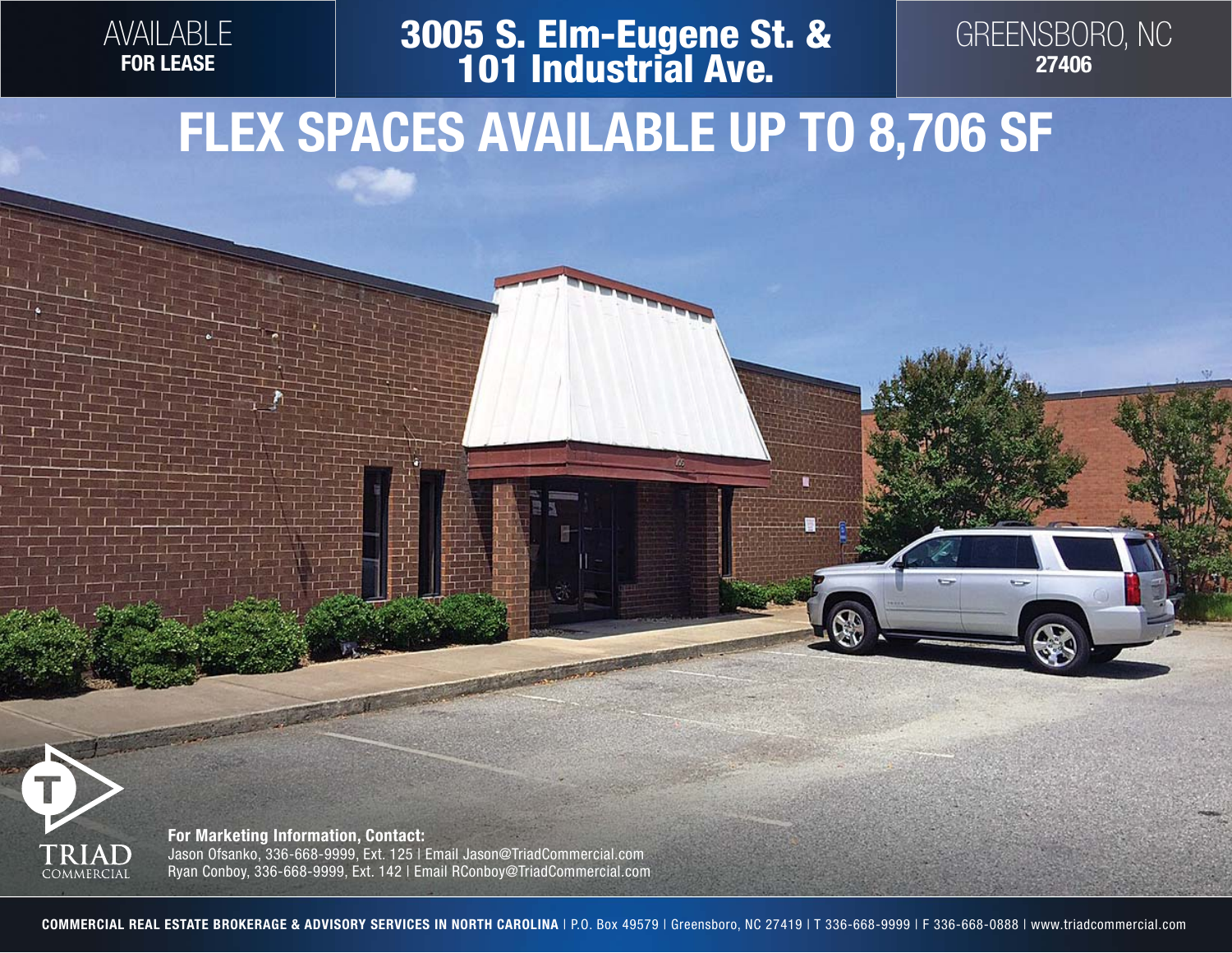AVAILABLE
**FOR LEASE**

# 3005 S. Elm-Eugene St. & 101 Industrial Ave.

GREENSBORO, NC
**27406**

# FLEX SPACES AVAILABLE UP TO 8,706 SF

TRIAD
COMMERCIAL

**For Marketing Information, Contact:**
Jason Ofsanko, 336-668-9999, Ext. 125 | Email Jason@TriadCommercial.com
Ryan Conboy, 336-668-9999, Ext. 142 | Email RConboy@TriadCommercial.com

**COMMERCIAL REAL ESTATE BROKERAGE & ADVISORY SERVICES IN NORTH CAROLINA** | P.O. Box 49579 | Greensboro, NC 27419 | T 336-668-9999 | F 336-668-0888 | www.triadcommercial.com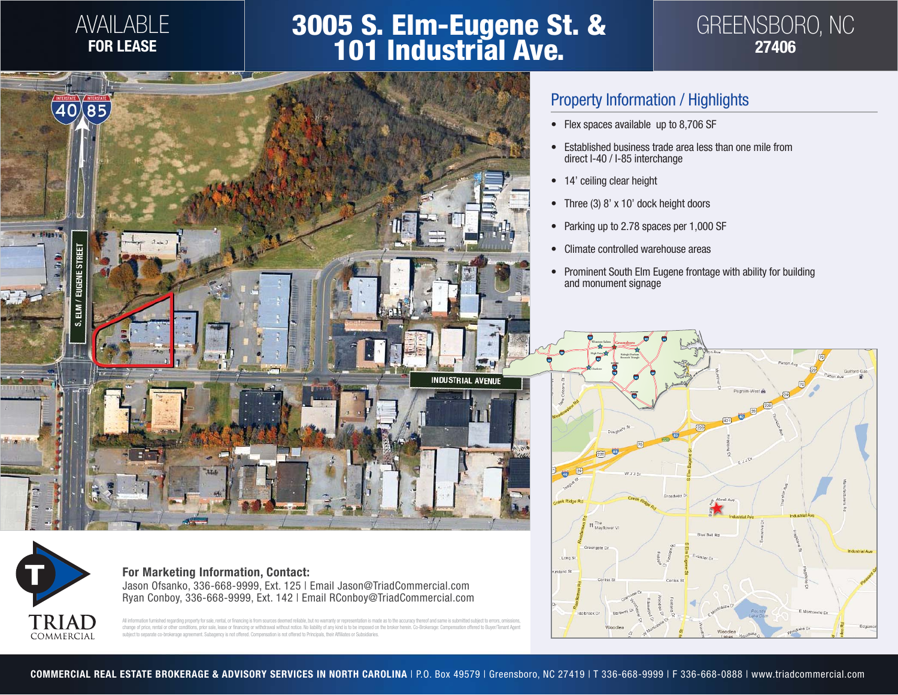AVAILABLE
**FOR LEASE**

# 3005 S. Elm-Eugene St. & 101 Industrial Ave.

GREENSBORO, NC
**27406**

## Property Information / Highlights

- Flex spaces available up to 8,706 SF
- Established business trade area less than one mile from direct I-40 / I-85 interchange
- 14' ceiling clear height
- Three (3) 8' x 10' dock height doors
- Parking up to 2.78 spaces per 1,000 SF
- Climate controlled warehouse areas
- Prominent South Elm Eugene frontage with ability for building and monument signage

**For Marketing Information, Contact:**
Jason Ofsanko, 336-668-9999, Ext. 125 | Email Jason@TriadCommercial.com
Ryan Conboy, 336-668-9999, Ext. 142 | Email RConboy@TriadCommercial.com

All information furnished regarding property for sale, rental, or financing is from sources deemed reliable, but no warranty or representation is made as to the accuracy thereof and same is submitted subject to errors, omissions, change of price, rental or other conditions, prior sale, lease or financing or withdrawal without notice. No liability of any kind is to be imposed on the broker herein. Co-Brokerage: Compensation offered to Buyer/Tenant Agent subject to separate co-brokerage agreement. Subagency is not offered. Compensation is not offered to Principals, their Affiliates or Subsidiaries.

TRIAD COMMERCIAL

**COMMERCIAL REAL ESTATE BROKERAGE & ADVISORY SERVICES IN NORTH CAROLINA** | P.O. Box 49579 | Greensboro, NC 27419 | T 336-668-9999 | F 336-668-0888 | www.triadcommercial.com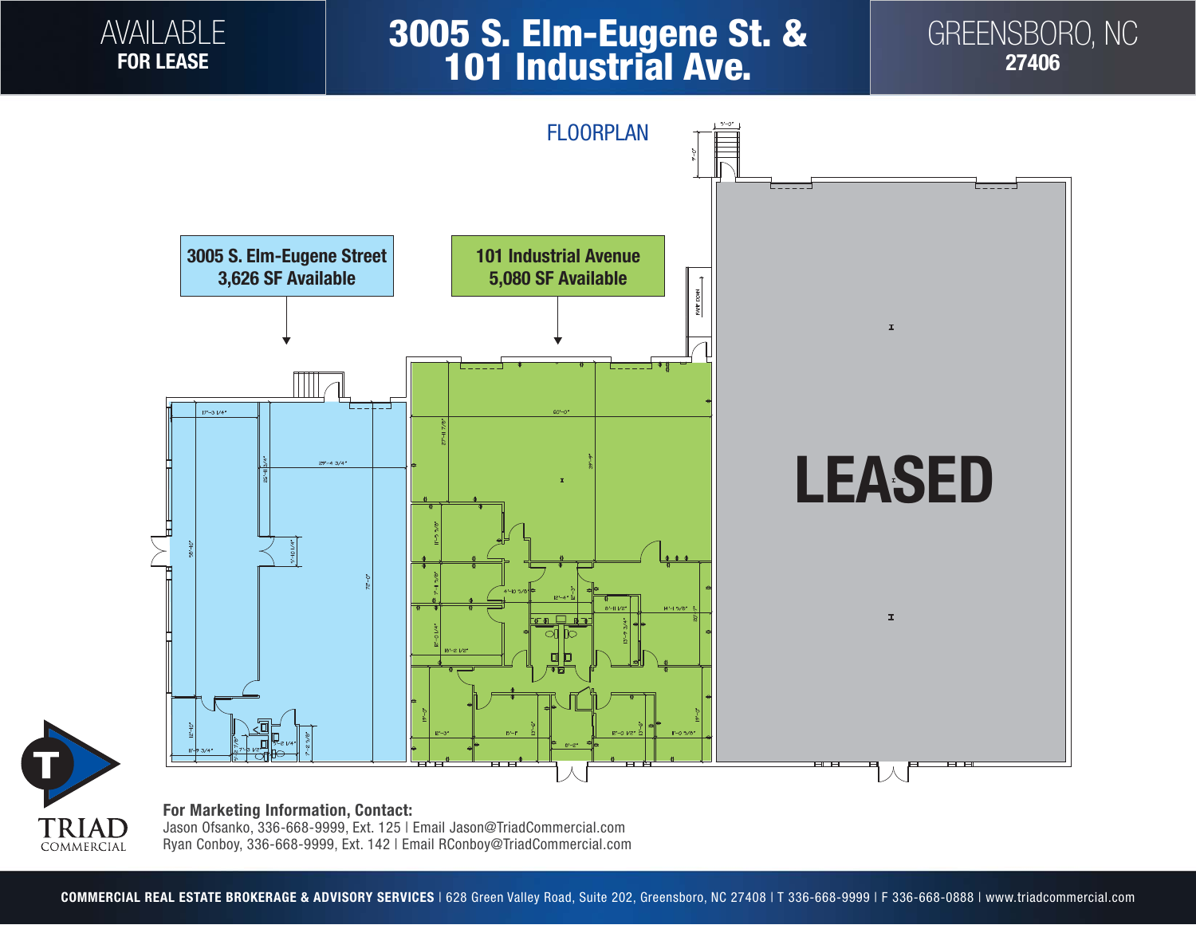AVAILABLE
**FOR LEASE**

# 3005 S. Elm-Eugene St. & 101 Industrial Ave.

GREENSBORO, NC
**27406**

## FLOORPLAN

**3005 S. Elm-Eugene Street**
**3,626 SF Available**

**101 Industrial Avenue**
**5,080 SF Available**

**LEASED**

**For Marketing Information, Contact:**
Jason Ofsanko, 336-668-9999, Ext. 125 | Email Jason@TriadCommercial.com
Ryan Conboy, 336-668-9999, Ext. 142 | Email RConboy@TriadCommercial.com

TRIAD COMMERCIAL

**COMMERCIAL REAL ESTATE BROKERAGE & ADVISORY SERVICES** | 628 Green Valley Road, Suite 202, Greensboro, NC 27408 | T 336-668-9999 | F 336-668-0888 | www.triadcommercial.com